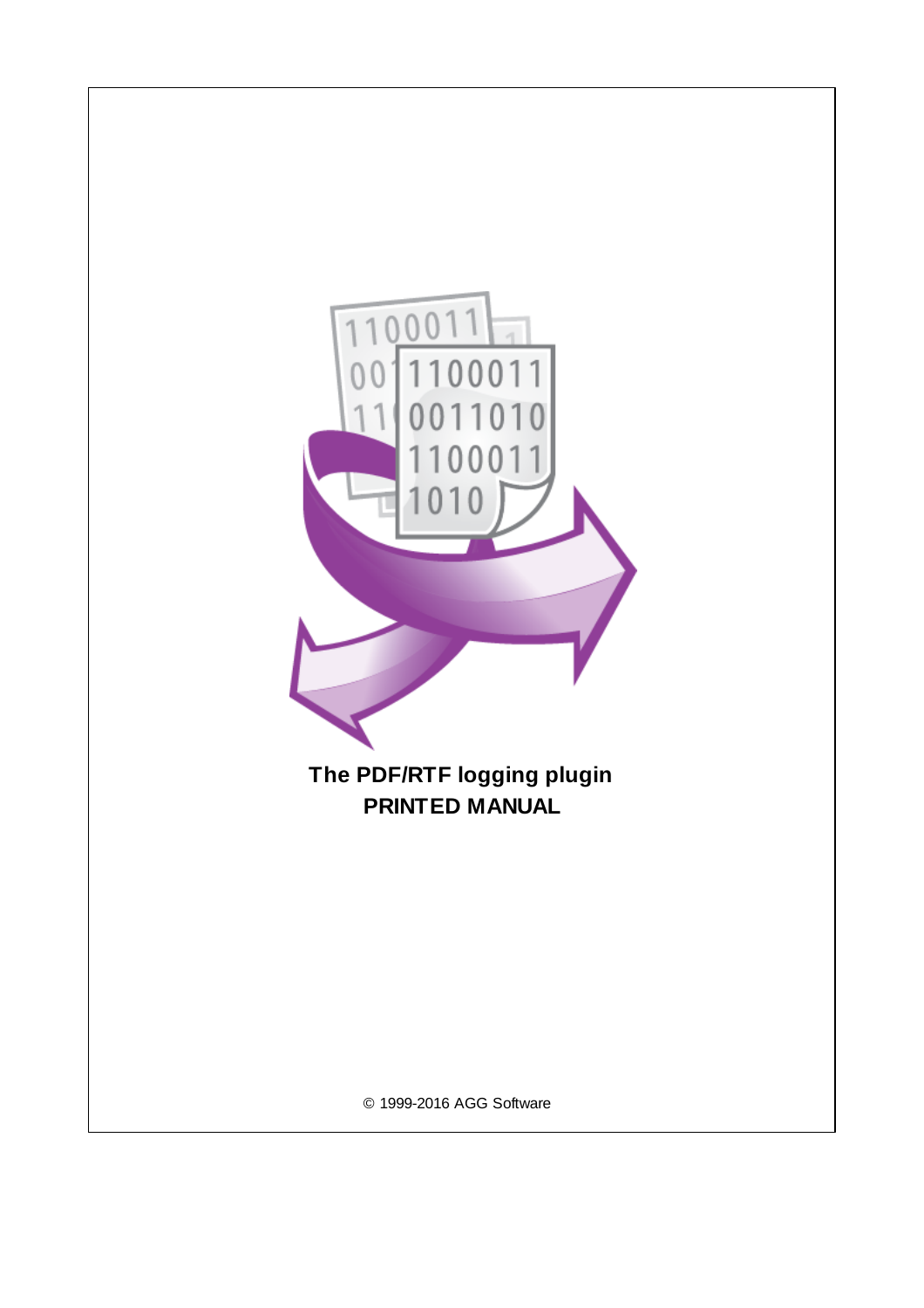# The PDF/RTF logging plugin

## PRINTED MANUAL

© 1999-2016 AGG Software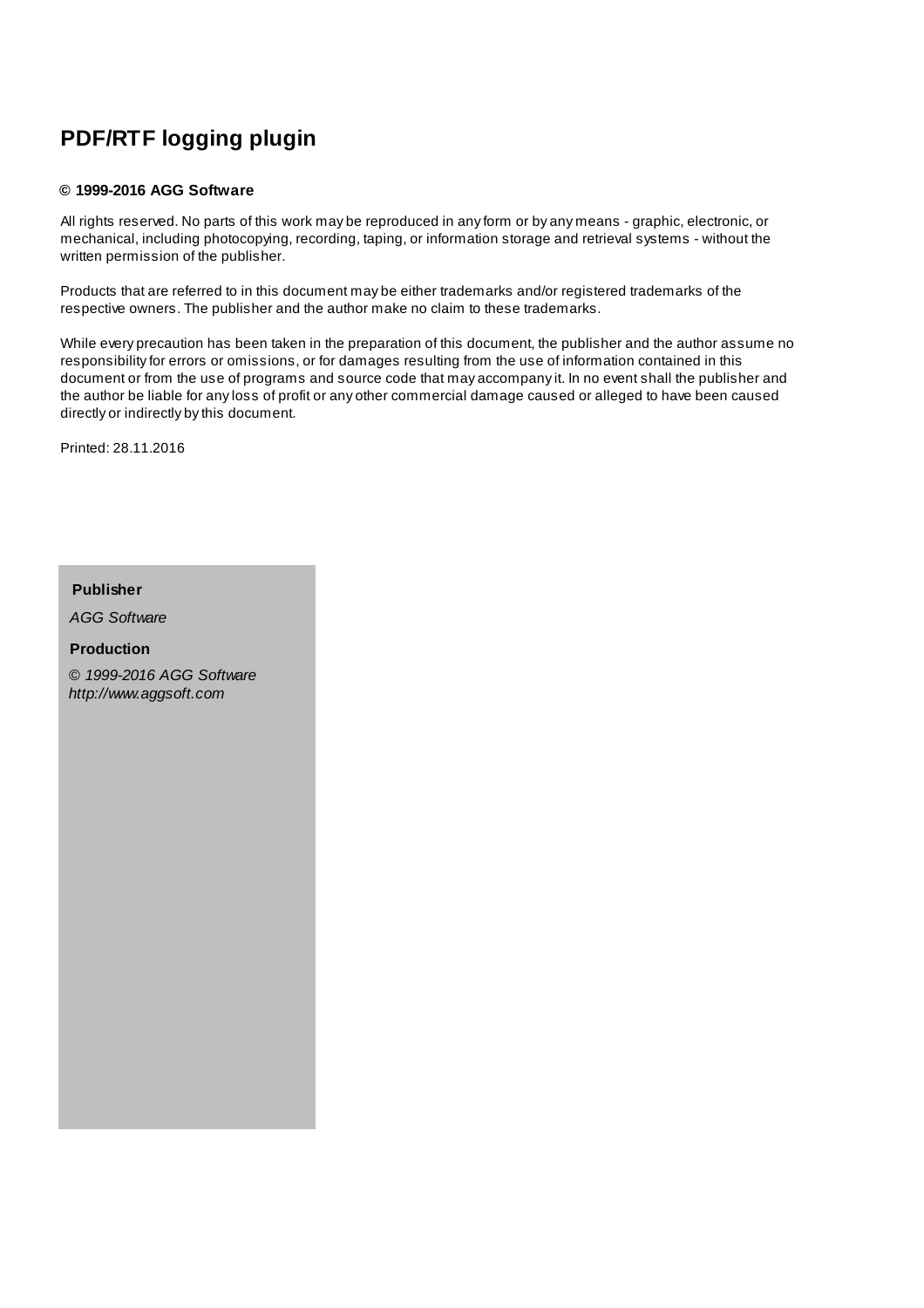# PDF/RTF logging plugin

**© 1999-2016 AGG Software**

All rights reserved. No parts of this work may be reproduced in any form or by any means - graphic, electronic, or mechanical, including photocopying, recording, taping, or information storage and retrieval systems - without the written permission of the publisher.

Products that are referred to in this document may be either trademarks and/or registered trademarks of the respective owners. The publisher and the author make no claim to these trademarks.

While every precaution has been taken in the preparation of this document, the publisher and the author assume no responsibility for errors or omissions, or for damages resulting from the use of information contained in this document or from the use of programs and source code that may accompany it. In no event shall the publisher and the author be liable for any loss of profit or any other commercial damage caused or alleged to have been caused directly or indirectly by this document.

Printed: 28.11.2016

**Publisher**

*AGG Software*

**Production**

*© 1999-2016 AGG Software*
*http://www.aggsoft.com*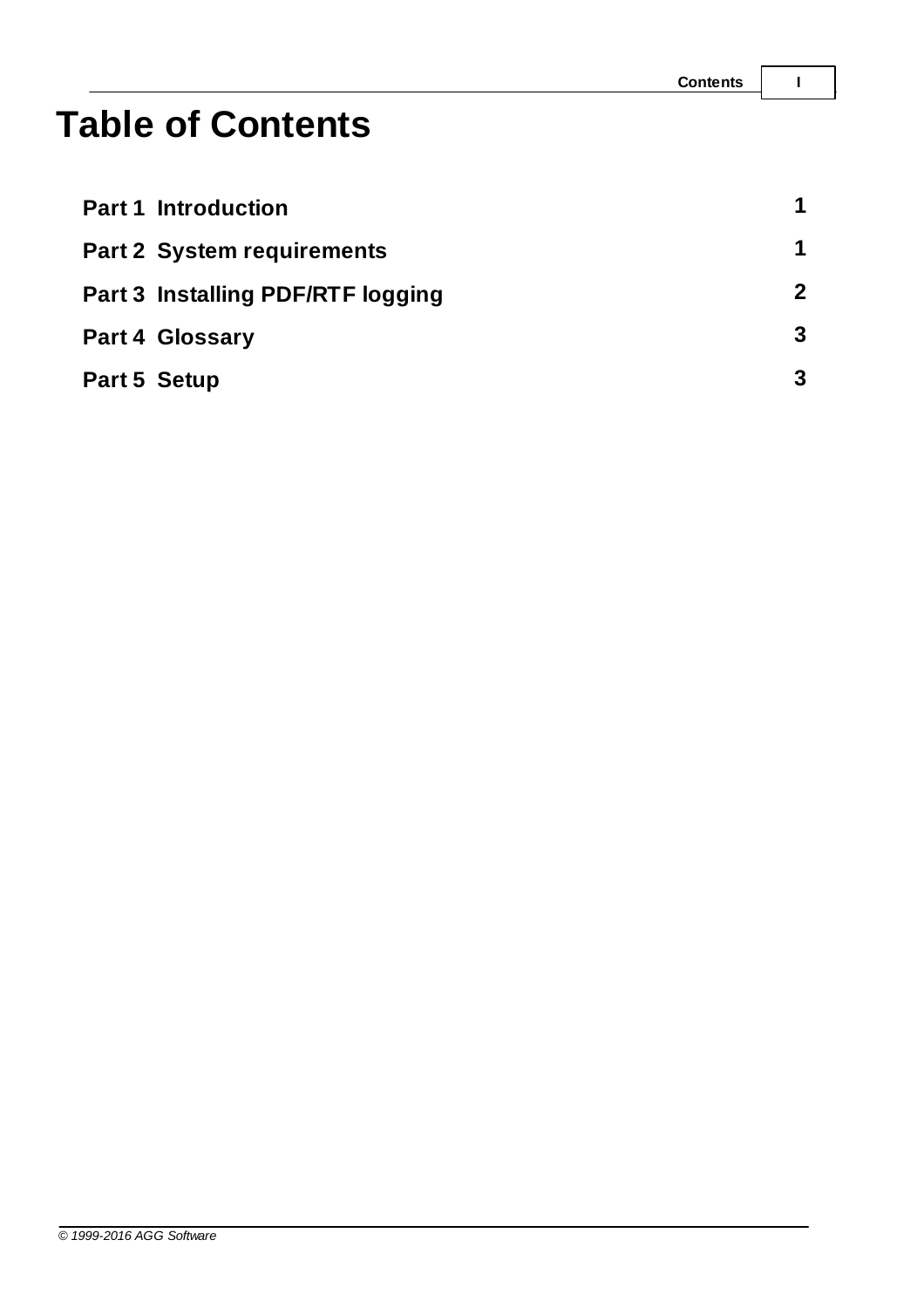# Table of Contents

| | |
|---|---|
| **Part 1 Introduction** | **1** |
| **Part 2 System requirements** | **1** |
| **Part 3 Installing PDF/RTF logging** | **2** |
| **Part 4 Glossary** | **3** |
| **Part 5 Setup** | **3** |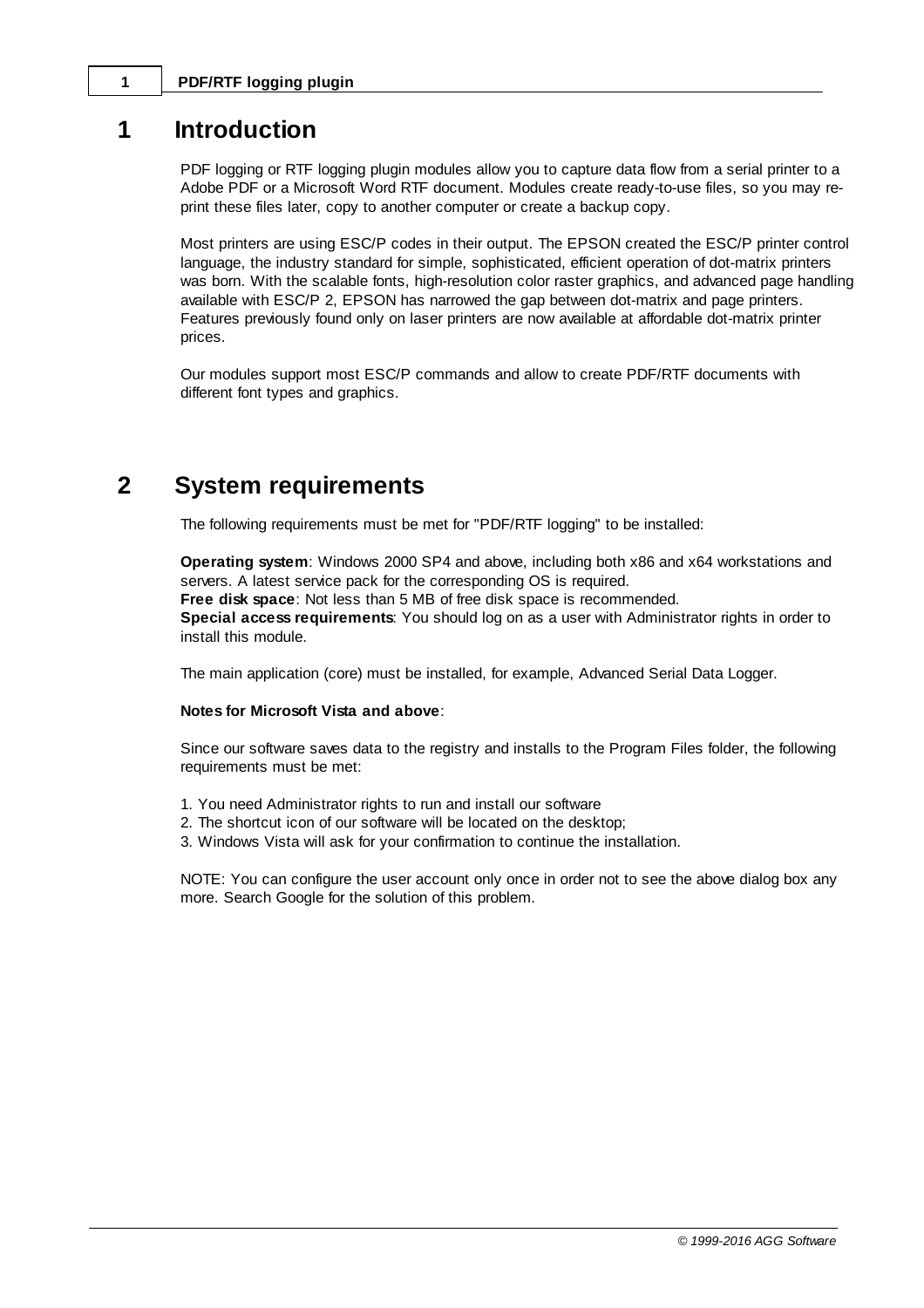# 1 Introduction

PDF logging or RTF logging plugin modules allow you to capture data flow from a serial printer to a Adobe PDF or a Microsoft Word RTF document. Modules create ready-to-use files, so you may re-print these files later, copy to another computer or create a backup copy.

Most printers are using ESC/P codes in their output. The EPSON created the ESC/P printer control language, the industry standard for simple, sophisticated, efficient operation of dot-matrix printers was born. With the scalable fonts, high-resolution color raster graphics, and advanced page handling available with ESC/P 2, EPSON has narrowed the gap between dot-matrix and page printers. Features previously found only on laser printers are now available at affordable dot-matrix printer prices.

Our modules support most ESC/P commands and allow to create PDF/RTF documents with different font types and graphics.

# 2 System requirements

The following requirements must be met for "PDF/RTF logging" to be installed:

**Operating system**: Windows 2000 SP4 and above, including both x86 and x64 workstations and servers. A latest service pack for the corresponding OS is required.
**Free disk space**: Not less than 5 MB of free disk space is recommended.
**Special access requirements**: You should log on as a user with Administrator rights in order to install this module.

The main application (core) must be installed, for example, Advanced Serial Data Logger.

**Notes for Microsoft Vista and above**:

Since our software saves data to the registry and installs to the Program Files folder, the following requirements must be met:

1. You need Administrator rights to run and install our software
2. The shortcut icon of our software will be located on the desktop;
3. Windows Vista will ask for your confirmation to continue the installation.

NOTE: You can configure the user account only once in order not to see the above dialog box any more. Search Google for the solution of this problem.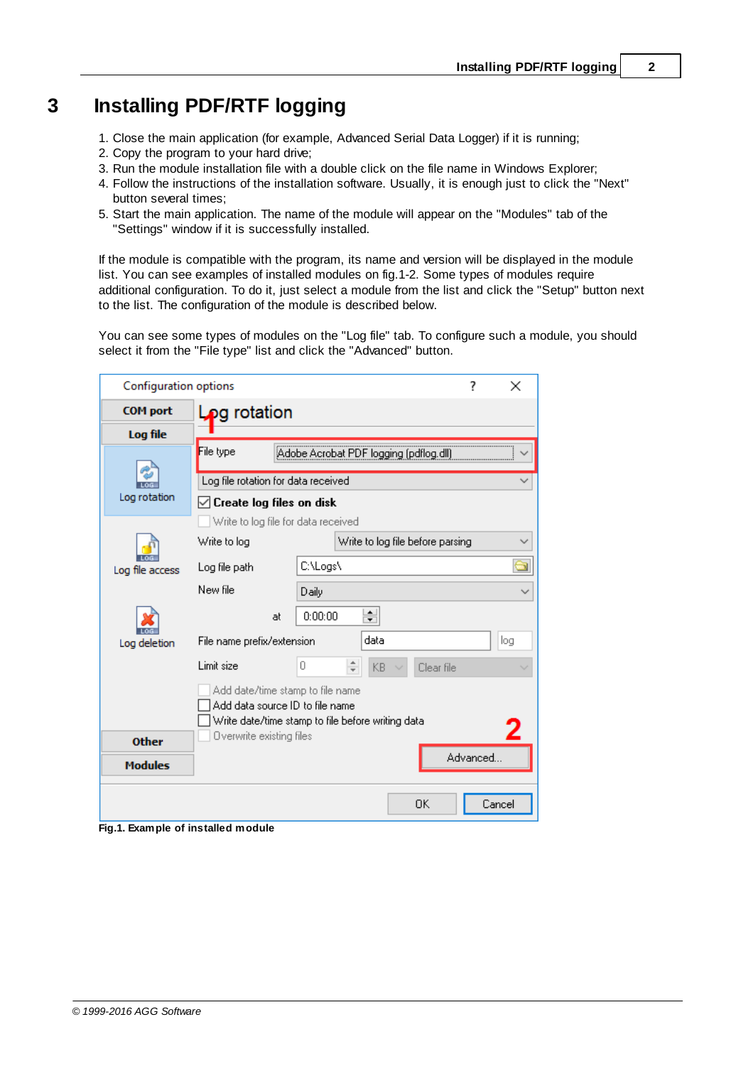# 3 Installing PDF/RTF logging

1. Close the main application (for example, Advanced Serial Data Logger) if it is running;
2. Copy the program to your hard drive;
3. Run the module installation file with a double click on the file name in Windows Explorer;
4. Follow the instructions of the installation software. Usually, it is enough just to click the "Next" button several times;
5. Start the main application. The name of the module will appear on the "Modules" tab of the "Settings" window if it is successfully installed.

If the module is compatible with the program, its name and version will be displayed in the module list. You can see examples of installed modules on fig.1-2. Some types of modules require additional configuration. To do it, just select a module from the list and click the "Setup" button next to the list. The configuration of the module is described below.

You can see some types of modules on the "Log file" tab. To configure such a module, you should select it from the "File type" list and click the "Advanced" button.

**Fig.1. Example of installed module**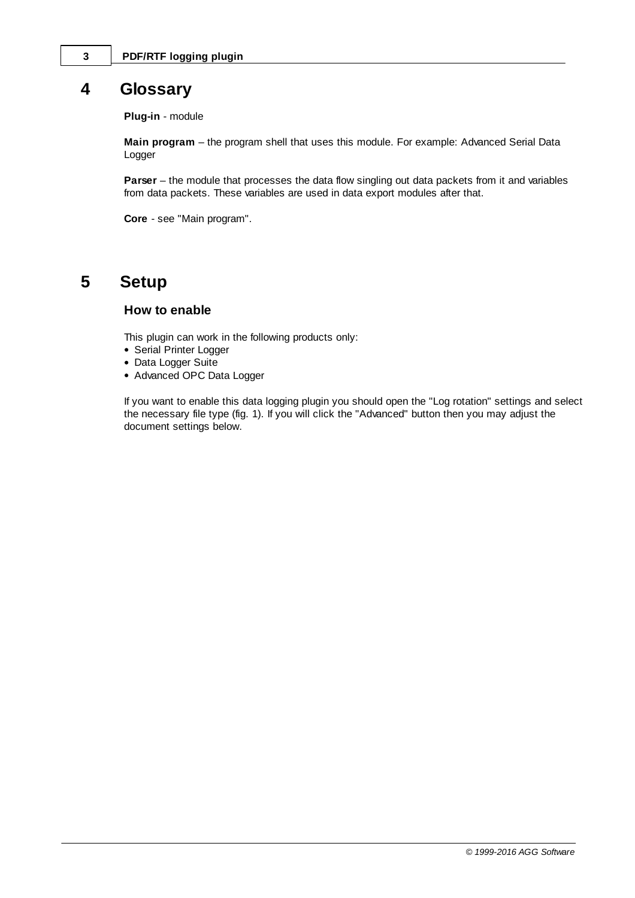# 4 Glossary

**Plug-in** - module

**Main program** – the program shell that uses this module. For example: Advanced Serial Data Logger

**Parser** – the module that processes the data flow singling out data packets from it and variables from data packets. These variables are used in data export modules after that.

**Core** - see "Main program".

# 5 Setup

### How to enable

This plugin can work in the following products only:

- Serial Printer Logger
- Data Logger Suite
- Advanced OPC Data Logger

If you want to enable this data logging plugin you should open the "Log rotation" settings and select the necessary file type (fig. 1). If you will click the "Advanced" button then you may adjust the document settings below.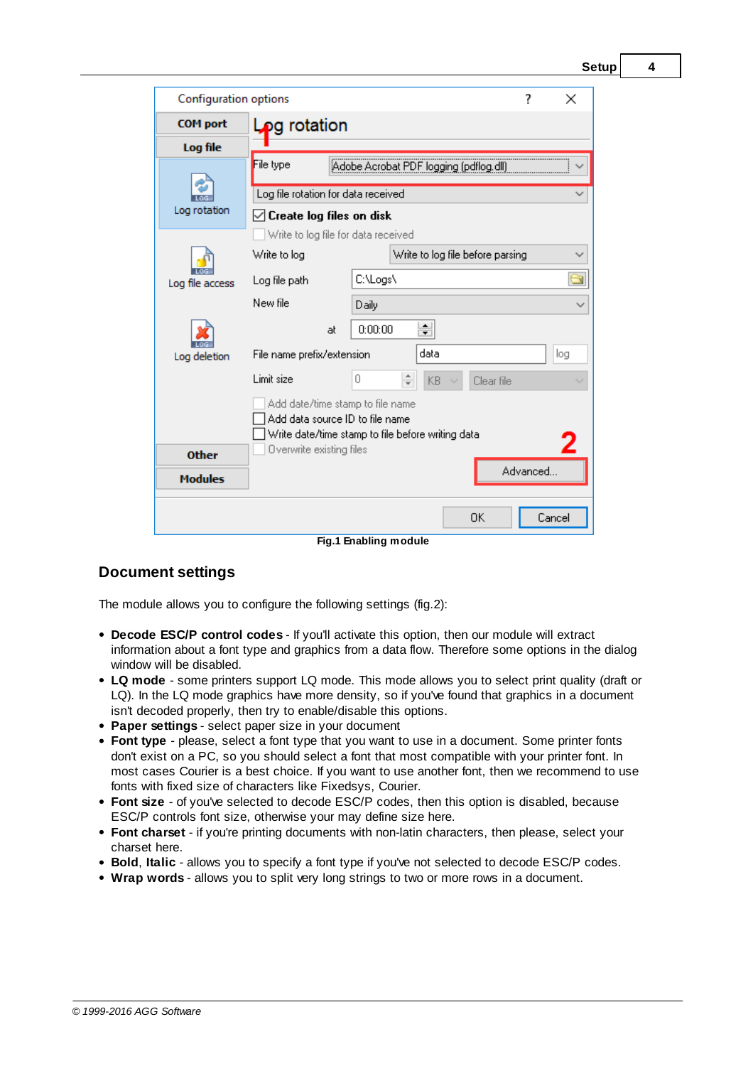Fig.1 Enabling module

## Document settings

The module allows you to configure the following settings (fig.2):

- **Decode ESC/P control codes** - If you'll activate this option, then our module will extract information about a font type and graphics from a data flow. Therefore some options in the dialog window will be disabled.
- **LQ mode** - some printers support LQ mode. This mode allows you to select print quality (draft or LQ). In the LQ mode graphics have more density, so if you've found that graphics in a document isn't decoded properly, then try to enable/disable this options.
- **Paper settings** - select paper size in your document
- **Font type** - please, select a font type that you want to use in a document. Some printer fonts don't exist on a PC, so you should select a font that most compatible with your printer font. In most cases Courier is a best choice. If you want to use another font, then we recommend to use fonts with fixed size of characters like Fixedsys, Courier.
- **Font size** - of you've selected to decode ESC/P codes, then this option is disabled, because ESC/P controls font size, otherwise your may define size here.
- **Font charset** - if you're printing documents with non-latin characters, then please, select your charset here.
- **Bold**, **Italic** - allows you to specify a font type if you've not selected to decode ESC/P codes.
- **Wrap words** - allows you to split very long strings to two or more rows in a document.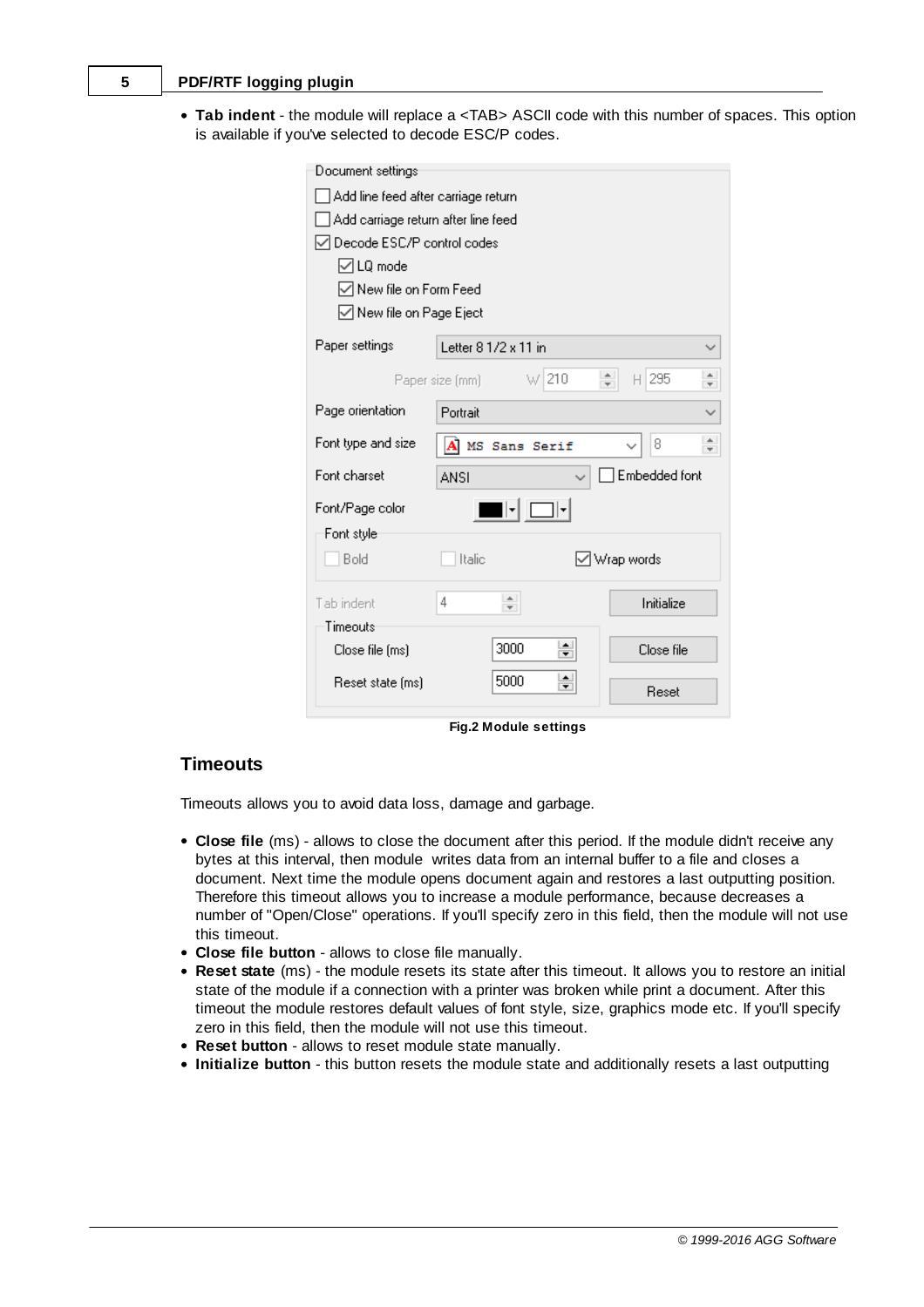- **Tab indent** - the module will replace a <TAB> ASCII code with this number of spaces. This option is available if you've selected to decode ESC/P codes.

Fig.2 Module settings

## Timeouts

Timeouts allows you to avoid data loss, damage and garbage.

- **Close file** (ms) - allows to close the document after this period. If the module didn't receive any bytes at this interval, then module writes data from an internal buffer to a file and closes a document. Next time the module opens document again and restores a last outputting position. Therefore this timeout allows you to increase a module performance, because decreases a number of "Open/Close" operations. If you'll specify zero in this field, then the module will not use this timeout.
- **Close file button** - allows to close file manually.
- **Reset state** (ms) - the module resets its state after this timeout. It allows you to restore an initial state of the module if a connection with a printer was broken while print a document. After this timeout the module restores default values of font style, size, graphics mode etc. If you'll specify zero in this field, then the module will not use this timeout.
- **Reset button** - allows to reset module state manually.
- **Initialize button** - this button resets the module state and additionally resets a last outputting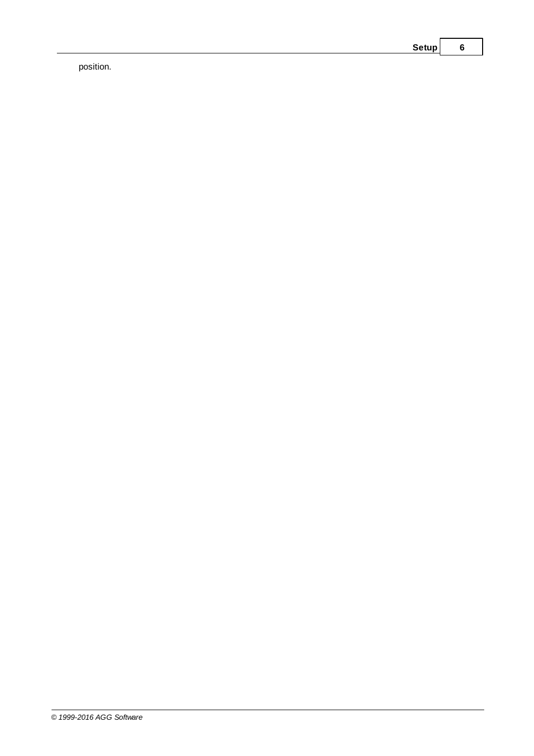position.